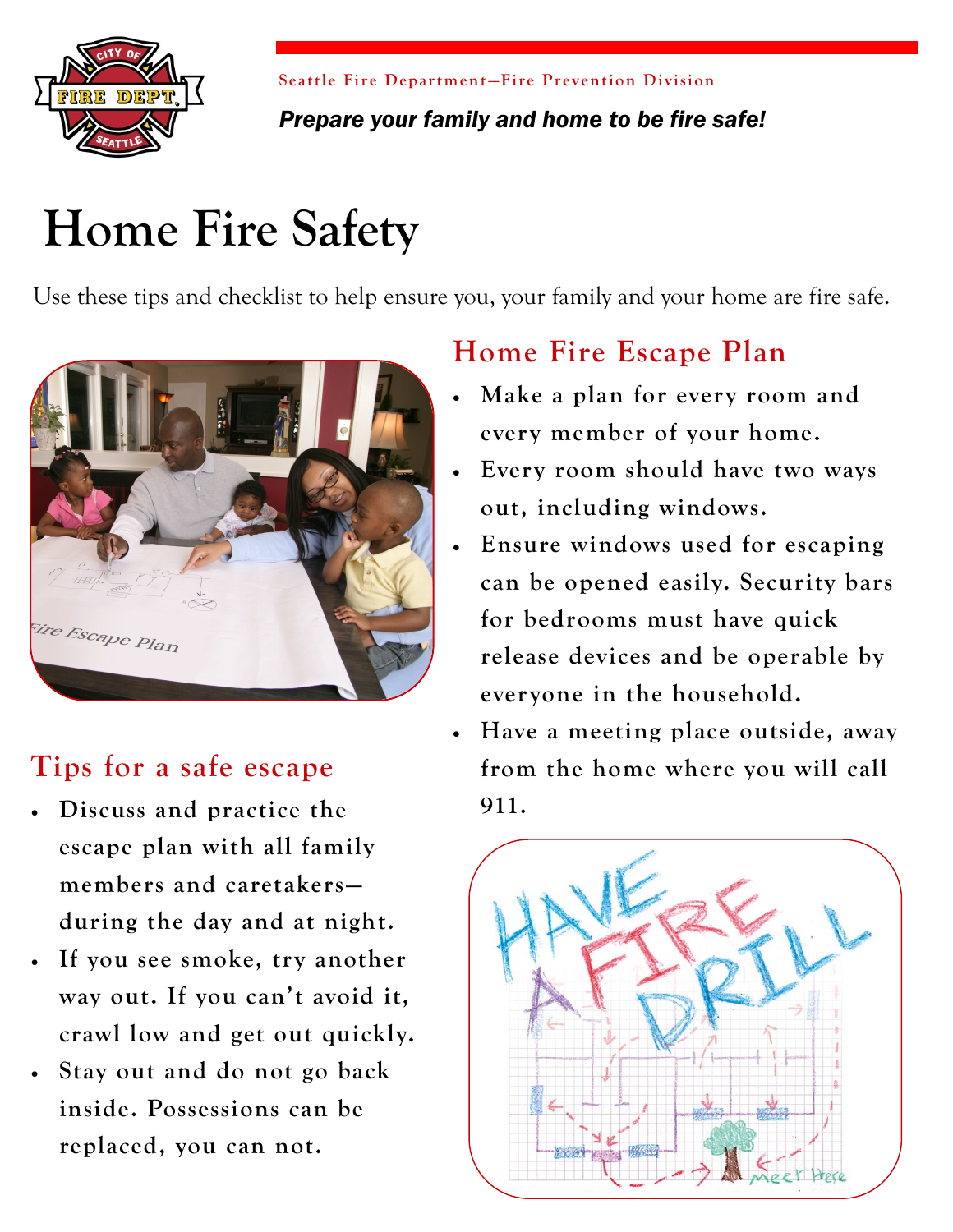Seattle Fire Department—Fire Prevention Division

***Prepare your family and home to be fire safe!***

# Home Fire Safety

Use these tips and checklist to help ensure you, your family and your home are fire safe.

## Home Fire Escape Plan

- Make a plan for every room and every member of your home.
- Every room should have two ways out, including windows.
- Ensure windows used for escaping can be opened easily. Security bars for bedrooms must have quick release devices and be operable by everyone in the household.
- Have a meeting place outside, away from the home where you will call 911.

## Tips for a safe escape

- Discuss and practice the escape plan with all family members and caretakers—during the day and at night.
- If you see smoke, try another way out. If you can't avoid it, crawl low and get out quickly.
- Stay out and do not go back inside. Possessions can be replaced, you can not.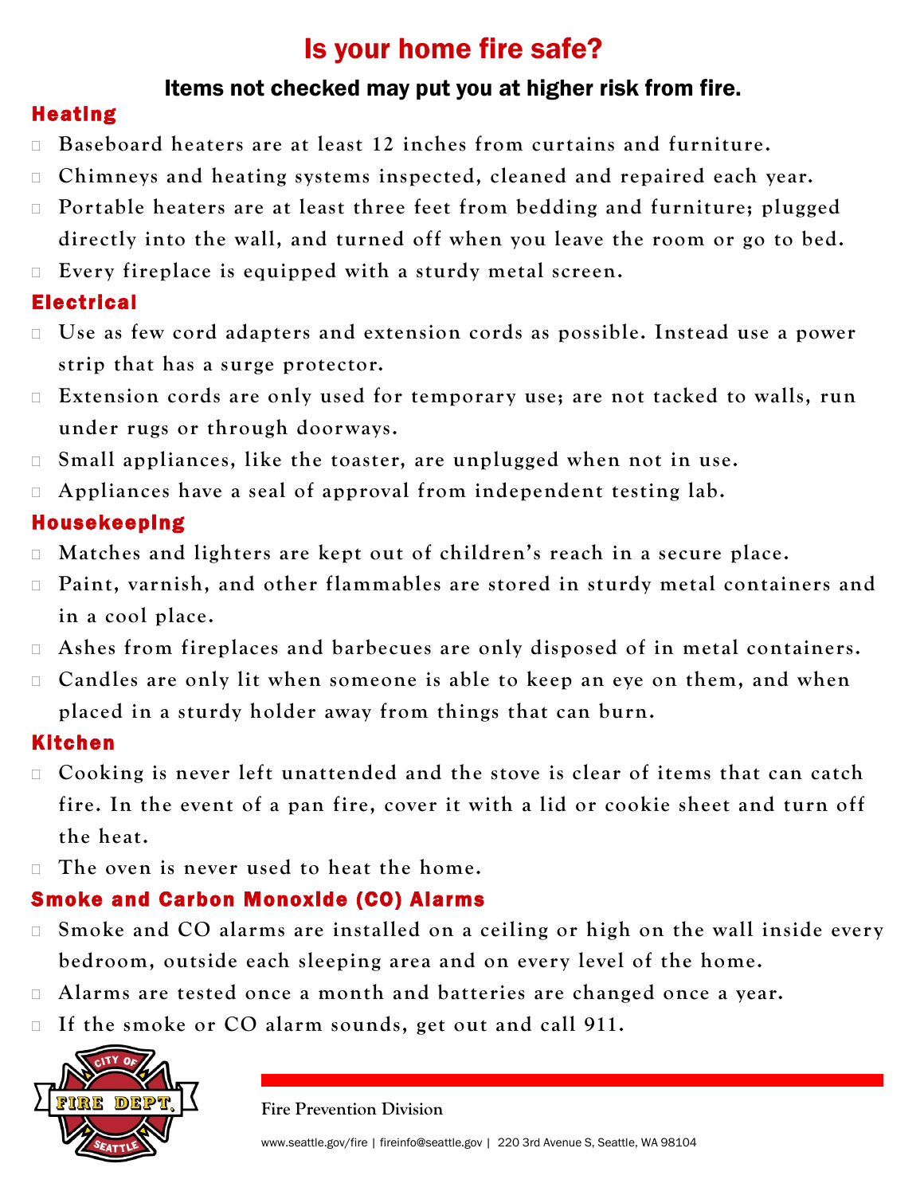# Is your home fire safe?

## Items not checked may put you at higher risk from fire.

### Heating

- ☐ Baseboard heaters are at least 12 inches from curtains and furniture.
- ☐ Chimneys and heating systems inspected, cleaned and repaired each year.
- ☐ Portable heaters are at least three feet from bedding and furniture; plugged directly into the wall, and turned off when you leave the room or go to bed.
- ☐ Every fireplace is equipped with a sturdy metal screen.

### Electrical

- ☐ Use as few cord adapters and extension cords as possible. Instead use a power strip that has a surge protector.
- ☐ Extension cords are only used for temporary use; are not tacked to walls, run under rugs or through doorways.
- ☐ Small appliances, like the toaster, are unplugged when not in use.
- ☐ Appliances have a seal of approval from independent testing lab.

### Housekeeping

- ☐ Matches and lighters are kept out of children's reach in a secure place.
- ☐ Paint, varnish, and other flammables are stored in sturdy metal containers and in a cool place.
- ☐ Ashes from fireplaces and barbecues are only disposed of in metal containers.
- ☐ Candles are only lit when someone is able to keep an eye on them, and when placed in a sturdy holder away from things that can burn.

### Kitchen

- ☐ Cooking is never left unattended and the stove is clear of items that can catch fire. In the event of a pan fire, cover it with a lid or cookie sheet and turn off the heat.
- ☐ The oven is never used to heat the home.

### Smoke and Carbon Monoxide (CO) Alarms

- ☐ Smoke and CO alarms are installed on a ceiling or high on the wall inside every bedroom, outside each sleeping area and on every level of the home.
- ☐ Alarms are tested once a month and batteries are changed once a year.
- ☐ If the smoke or CO alarm sounds, get out and call 911.

CITY OF FIRE DEPT. SEATTLE

Fire Prevention Division

www.seattle.gov/fire | fireinfo@seattle.gov | 220 3rd Avenue S, Seattle, WA 98104